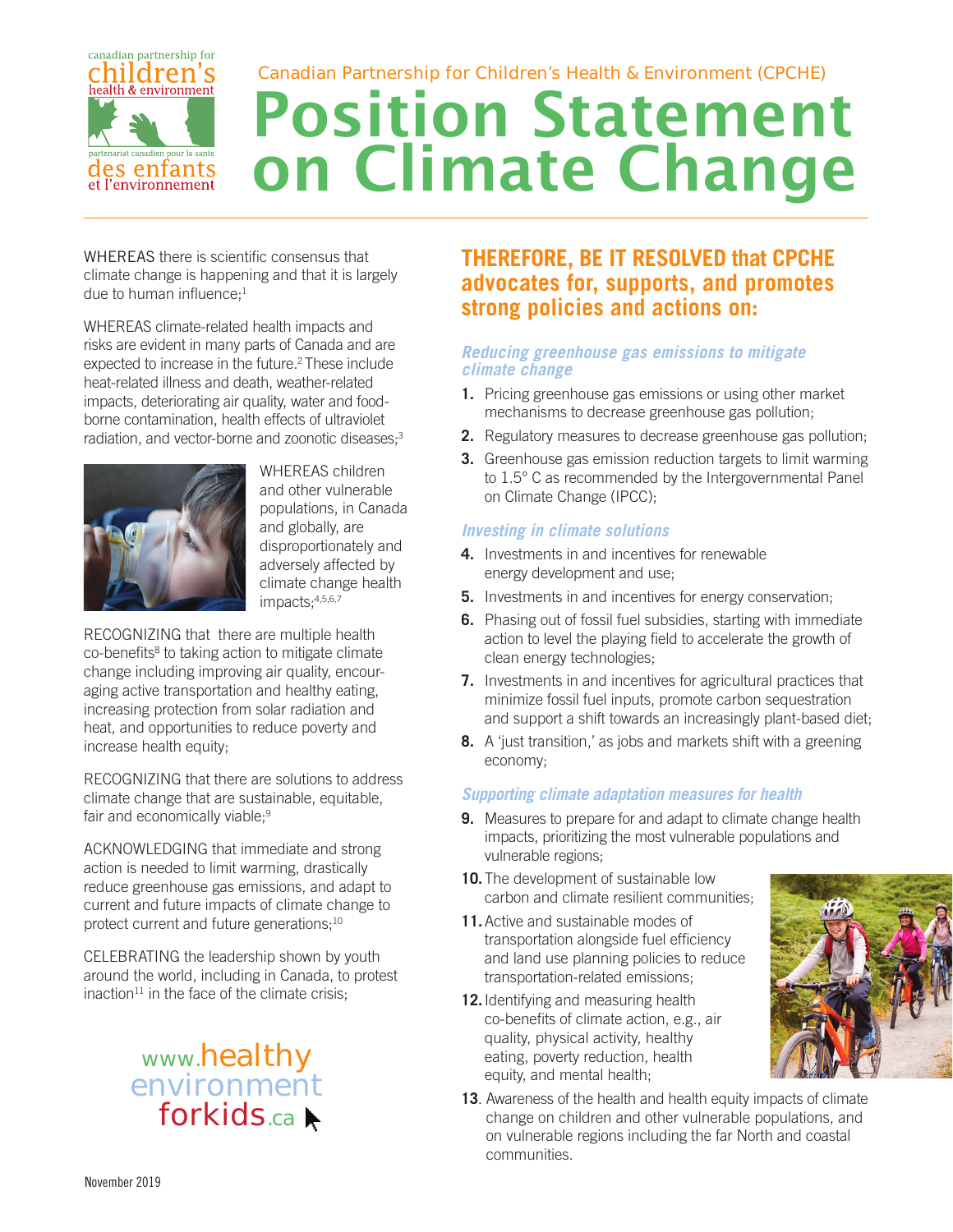Canadian Partnership for Children's Health & Environment (CPCHE)

# Position Statement on Climate Change

WHEREAS there is scientific consensus that climate change is happening and that it is largely due to human influence;[1]

WHEREAS climate-related health impacts and risks are evident in many parts of Canada and are expected to increase in the future.[2] These include heat-related illness and death, weather-related impacts, deteriorating air quality, water and food-borne contamination, health effects of ultraviolet radiation, and vector-borne and zoonotic diseases;[3]

WHEREAS children and other vulnerable populations, in Canada and globally, are disproportionately and adversely affected by climate change health impacts;[4,5,6,7]

RECOGNIZING that there are multiple health co-benefits[8] to taking action to mitigate climate change including improving air quality, encouraging active transportation and healthy eating, increasing protection from solar radiation and heat, and opportunities to reduce poverty and increase health equity;

RECOGNIZING that there are solutions to address climate change that are sustainable, equitable, fair and economically viable;[9]

ACKNOWLEDGING that immediate and strong action is needed to limit warming, drastically reduce greenhouse gas emissions, and adapt to current and future impacts of climate change to protect current and future generations;[10]

CELEBRATING the leadership shown by youth around the world, including in Canada, to protest inaction[11] in the face of the climate crisis;

www.healthyenvironmentforkids.ca

## THEREFORE, BE IT RESOLVED that CPCHE advocates for, supports, and promotes strong policies and actions on:

### *Reducing greenhouse gas emissions to mitigate climate change*

1. Pricing greenhouse gas emissions or using other market mechanisms to decrease greenhouse gas pollution;
2. Regulatory measures to decrease greenhouse gas pollution;
3. Greenhouse gas emission reduction targets to limit warming to 1.5° C as recommended by the Intergovernmental Panel on Climate Change (IPCC);

### *Investing in climate solutions*

4. Investments in and incentives for renewable energy development and use;
5. Investments in and incentives for energy conservation;
6. Phasing out of fossil fuel subsidies, starting with immediate action to level the playing field to accelerate the growth of clean energy technologies;
7. Investments in and incentives for agricultural practices that minimize fossil fuel inputs, promote carbon sequestration and support a shift towards an increasingly plant-based diet;
8. A 'just transition,' as jobs and markets shift with a greening economy;

### *Supporting climate adaptation measures for health*

9. Measures to prepare for and adapt to climate change health impacts, prioritizing the most vulnerable populations and vulnerable regions;
10. The development of sustainable low carbon and climate resilient communities;
11. Active and sustainable modes of transportation alongside fuel efficiency and land use planning policies to reduce transportation-related emissions;
12. Identifying and measuring health co-benefits of climate action, e.g., air quality, physical activity, healthy eating, poverty reduction, health equity, and mental health;
13. Awareness of the health and health equity impacts of climate change on children and other vulnerable populations, and on vulnerable regions including the far North and coastal communities.

November 2019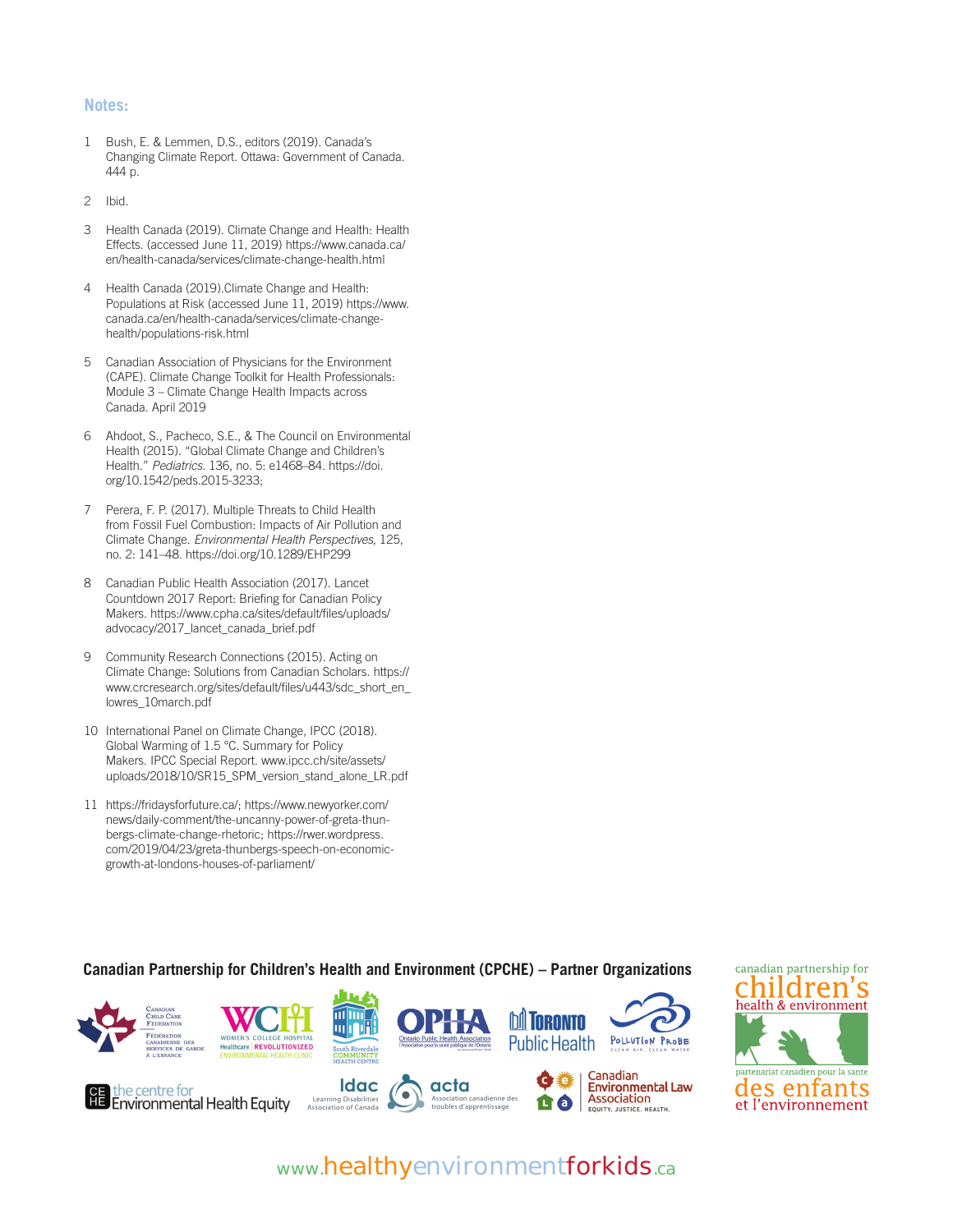## Notes:

1. Bush, E. & Lemmen, D.S., editors (2019). Canada's Changing Climate Report. Ottawa: Government of Canada. 444 p.

2. Ibid.

3. Health Canada (2019). Climate Change and Health: Health Effects. (accessed June 11, 2019) https://www.canada.ca/en/health-canada/services/climate-change-health.html

4. Health Canada (2019).Climate Change and Health: Populations at Risk (accessed June 11, 2019) https://www.canada.ca/en/health-canada/services/climate-change-health/populations-risk.html

5. Canadian Association of Physicians for the Environment (CAPE). Climate Change Toolkit for Health Professionals: Module 3 – Climate Change Health Impacts across Canada. April 2019

6. Ahdoot, S., Pacheco, S.E., & The Council on Environmental Health (2015). "Global Climate Change and Children's Health." *Pediatrics*. 136, no. 5: e1468–84. https://doi.org/10.1542/peds.2015-3233;

7. Perera, F. P. (2017). Multiple Threats to Child Health from Fossil Fuel Combustion: Impacts of Air Pollution and Climate Change. *Environmental Health Perspectives*, 125, no. 2: 141–48. https://doi.org/10.1289/EHP299

8. Canadian Public Health Association (2017). Lancet Countdown 2017 Report: Briefing for Canadian Policy Makers. https://www.cpha.ca/sites/default/files/uploads/advocacy/2017_lancet_canada_brief.pdf

9. Community Research Connections (2015). Acting on Climate Change: Solutions from Canadian Scholars. https://www.crcresearch.org/sites/default/files/u443/sdc_short_en_lowres_10march.pdf

10. International Panel on Climate Change, IPCC (2018). Global Warming of 1.5 °C. Summary for Policy Makers. IPCC Special Report. www.ipcc.ch/site/assets/uploads/2018/10/SR15_SPM_version_stand_alone_LR.pdf

11. https://fridaysforfuture.ca/; https://www.newyorker.com/news/daily-comment/the-uncanny-power-of-greta-thunbergs-climate-change-rhetoric; https://rwer.wordpress.com/2019/04/23/greta-thunbergs-speech-on-economic-growth-at-londons-houses-of-parliament/

**Canadian Partnership for Children's Health and Environment (CPCHE) – Partner Organizations**

Canadian Child Care Federation / Fédération canadienne des services de garde à l'enfance

WCH Women's College Hospital — Healthcare | Revolutionized — Environmental Health Clinic

South Riverdale Community Health Centre

OPHA Ontario Public Health Association / l'Association pour la santé publique de l'Ontario

Toronto Public Health

Pollution Probe — Clean Air. Clean Water.

CE HE the centre for Environmental Health Equity

ldac Learning Disabilities Association of Canada

acta Association canadienne des troubles d'apprentissage

Canadian Environmental Law Association — Equity. Justice. Health.

canadian partnership for children's health & environment

partenariat canadien pour la sante des enfants et l'environnement

www.healthyenvironmentforkids.ca